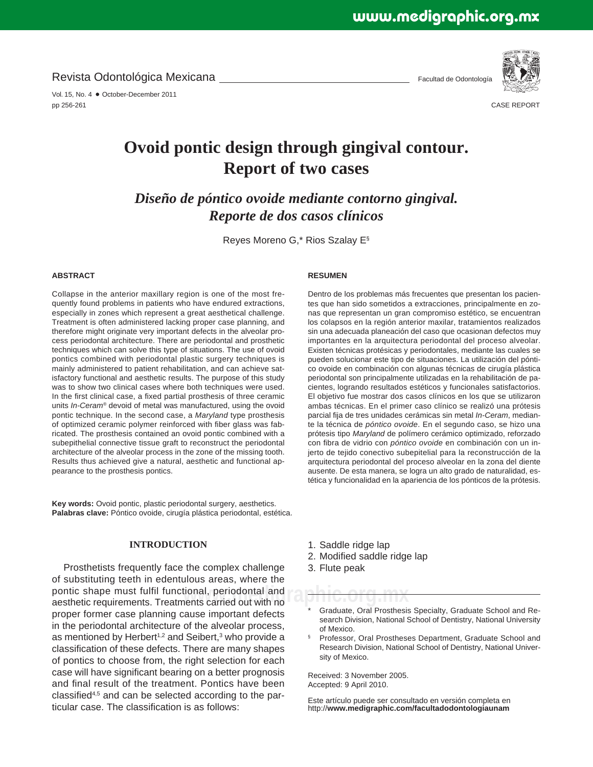Revista Odontológica Mexicana

Facultad de Odontología

CASE REPORT

# Ovoid pontic design through gingival contour. Report of two cases

## *Diseño de póntico ovoide mediante contorno gingival. Reporte de dos casos clínicos*

Reyes Moreno G,* Rios Szalay E§

### ABSTRACT

Collapse in the anterior maxillary region is one of the most frequently found problems in patients who have endured extractions, especially in zones which represent a great aesthetical challenge. Treatment is often administered lacking proper case planning, and therefore might originate very important defects in the alveolar process periodontal architecture. There are periodontal and prosthetic techniques which can solve this type of situations. The use of ovoid pontics combined with periodontal plastic surgery techniques is mainly administered to patient rehabilitation, and can achieve satisfactory functional and aesthetic results. The purpose of this study was to show two clinical cases where both techniques were used. In the first clinical case, a fixed partial prosthesis of three ceramic units *In-Ceram*® devoid of metal was manufactured, using the ovoid pontic technique. In the second case, a *Maryland* type prosthesis of optimized ceramic polymer reinforced with fiber glass was fabricated. The prosthesis contained an ovoid pontic combined with a subepithelial connective tissue graft to reconstruct the periodontal architecture of the alveolar process in the zone of the missing tooth. Results thus achieved give a natural, aesthetic and functional appearance to the prosthesis pontics.

### RESUMEN

Dentro de los problemas más frecuentes que presentan los pacientes que han sido sometidos a extracciones, principalmente en zonas que representan un gran compromiso estético, se encuentran los colapsos en la región anterior maxilar, tratamientos realizados sin una adecuada planeación del caso que ocasionan defectos muy importantes en la arquitectura periodontal del proceso alveolar. Existen técnicas protésicas y periodontales, mediante las cuales se pueden solucionar este tipo de situaciones. La utilización del póntico ovoide en combinación con algunas técnicas de cirugía plástica periodontal son principalmente utilizadas en la rehabilitación de pacientes, logrando resultados estéticos y funcionales satisfactorios. El objetivo fue mostrar dos casos clínicos en los que se utilizaron ambas técnicas. En el primer caso clínico se realizó una prótesis parcial fija de tres unidades cerámicas sin metal *In-Ceram*, mediante la técnica de *póntico ovoide*. En el segundo caso, se hizo una prótesis tipo *Maryland* de polímero cerámico optimizado, reforzado con fibra de vidrio con *póntico ovoide* en combinación con un injerto de tejido conectivo subepitelial para la reconstrucción de la arquitectura periodontal del proceso alveolar en la zona del diente ausente. De esta manera, se logra un alto grado de naturalidad, estética y funcionalidad en la apariencia de los pónticos de la prótesis.

**Key words:** Ovoid pontic, plastic periodontal surgery, aesthetics.
**Palabras clave:** Póntico ovoide, cirugía plástica periodontal, estética.

## INTRODUCTION

Prosthetists frequently face the complex challenge of substituting teeth in edentulous areas, where the pontic shape must fulfil functional, periodontal and aesthetic requirements. Treatments carried out with no proper former case planning cause important defects in the periodontal architecture of the alveolar process, as mentioned by Herbert[1,2] and Seibert,[3] who provide a classification of these defects. There are many shapes of pontics to choose from, the right selection for each case will have significant bearing on a better prognosis and final result of the treatment. Pontics have been classified[4,5] and can be selected according to the particular case. The classification is as follows:

1. Saddle ridge lap
2. Modified saddle ridge lap
3. Flute peak

\* Graduate, Oral Prosthesis Specialty, Graduate School and Research Division, National School of Dentistry, National University of Mexico.

§ Professor, Oral Prostheses Department, Graduate School and Research Division, National School of Dentistry, National University of Mexico.

Received: 3 November 2005.
Accepted: 9 April 2010.

Este artículo puede ser consultado en versión completa en http://**www.medigraphic.com/facultadodontologiaunam**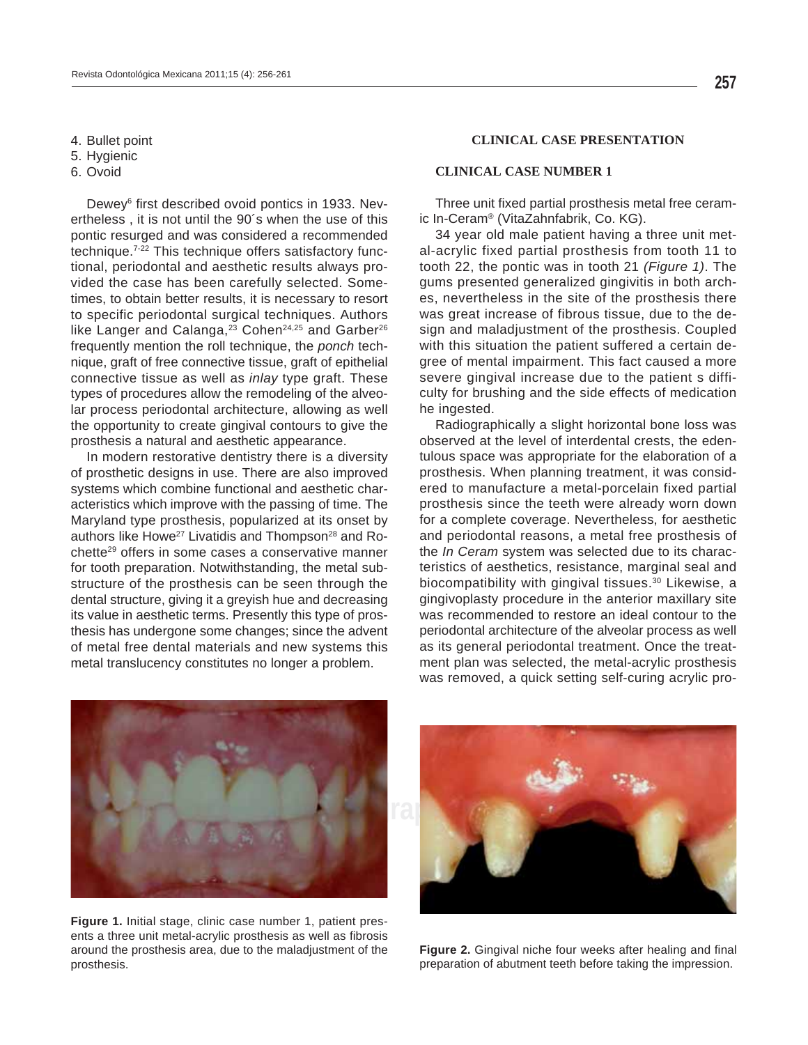4. Bullet point
5. Hygienic
6. Ovoid

Dewey[6] first described ovoid pontics in 1933. Nevertheless , it is not until the 90´s when the use of this pontic resurged and was considered a recommended technique.[7-22] This technique offers satisfactory functional, periodontal and aesthetic results always provided the case has been carefully selected. Sometimes, to obtain better results, it is necessary to resort to specific periodontal surgical techniques. Authors like Langer and Calanga,[23] Cohen[24,25] and Garber[26] frequently mention the roll technique, the *ponch* technique, graft of free connective tissue, graft of epithelial connective tissue as well as *inlay* type graft. These types of procedures allow the remodeling of the alveolar process periodontal architecture, allowing as well the opportunity to create gingival contours to give the prosthesis a natural and aesthetic appearance.

In modern restorative dentistry there is a diversity of prosthetic designs in use. There are also improved systems which combine functional and aesthetic characteristics which improve with the passing of time. The Maryland type prosthesis, popularized at its onset by authors like Howe[27] Livatidis and Thompson[28] and Rochette[29] offers in some cases a conservative manner for tooth preparation. Notwithstanding, the metal substructure of the prosthesis can be seen through the dental structure, giving it a greyish hue and decreasing its value in aesthetic terms. Presently this type of prosthesis has undergone some changes; since the advent of metal free dental materials and new systems this metal translucency constitutes no longer a problem.

Figure 1. Initial stage, clinic case number 1, patient presents a three unit metal-acrylic prosthesis as well as fibrosis around the prosthesis area, due to the maladjustment of the prosthesis.

## CLINICAL CASE PRESENTATION

### CLINICAL CASE NUMBER 1

Three unit fixed partial prosthesis metal free ceramic In-Ceram® (VitaZahnfabrik, Co. KG).

34 year old male patient having a three unit metal-acrylic fixed partial prosthesis from tooth 11 to tooth 22, the pontic was in tooth 21 *(Figure 1)*. The gums presented generalized gingivitis in both arches, nevertheless in the site of the prosthesis there was great increase of fibrous tissue, due to the design and maladjustment of the prosthesis. Coupled with this situation the patient suffered a certain degree of mental impairment. This fact caused a more severe gingival increase due to the patient s difficulty for brushing and the side effects of medication he ingested.

Radiographically a slight horizontal bone loss was observed at the level of interdental crests, the edentulous space was appropriate for the elaboration of a prosthesis. When planning treatment, it was considered to manufacture a metal-porcelain fixed partial prosthesis since the teeth were already worn down for a complete coverage. Nevertheless, for aesthetic and periodontal reasons, a metal free prosthesis of the *In Ceram* system was selected due to its characteristics of aesthetics, resistance, marginal seal and biocompatibility with gingival tissues.[30] Likewise, a gingivoplasty procedure in the anterior maxillary site was recommended to restore an ideal contour to the periodontal architecture of the alveolar process as well as its general periodontal treatment. Once the treatment plan was selected, the metal-acrylic prosthesis was removed, a quick setting self-curing acrylic pro-

Figure 2. Gingival niche four weeks after healing and final preparation of abutment teeth before taking the impression.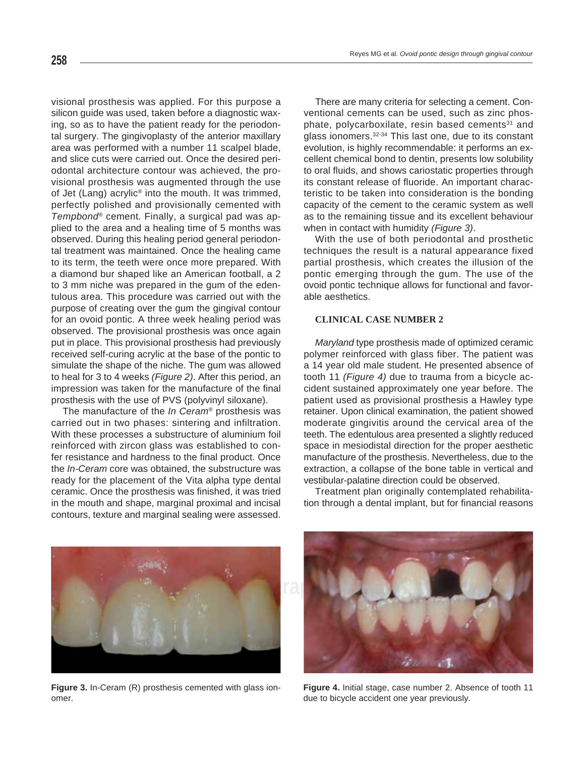visional prosthesis was applied. For this purpose a silicon guide was used, taken before a diagnostic waxing, so as to have the patient ready for the periodontal surgery. The gingivoplasty of the anterior maxillary area was performed with a number 11 scalpel blade, and slice cuts were carried out. Once the desired periodontal architecture contour was achieved, the provisional prosthesis was augmented through the use of Jet (Lang) acrylic® into the mouth. It was trimmed, perfectly polished and provisionally cemented with *Tempbond*® cement. Finally, a surgical pad was applied to the area and a healing time of 5 months was observed. During this healing period general periodontal treatment was maintained. Once the healing came to its term, the teeth were once more prepared. With a diamond bur shaped like an American football, a 2 to 3 mm niche was prepared in the gum of the edentulous area. This procedure was carried out with the purpose of creating over the gum the gingival contour for an ovoid pontic. A three week healing period was observed. The provisional prosthesis was once again put in place. This provisional prosthesis had previously received self-curing acrylic at the base of the pontic to simulate the shape of the niche. The gum was allowed to heal for 3 to 4 weeks *(Figure 2)*. After this period, an impression was taken for the manufacture of the final prosthesis with the use of PVS (polyvinyl siloxane).

The manufacture of the *In Ceram*® prosthesis was carried out in two phases: sintering and infiltration. With these processes a substructure of aluminium foil reinforced with zircon glass was established to confer resistance and hardness to the final product. Once the *In-Ceram* core was obtained, the substructure was ready for the placement of the Vita alpha type dental ceramic. Once the prosthesis was finished, it was tried in the mouth and shape, marginal proximal and incisal contours, texture and marginal sealing were assessed.

There are many criteria for selecting a cement. Conventional cements can be used, such as zinc phosphate, polycarboxilate, resin based cements[31] and glass ionomers.[32-34] This last one, due to its constant evolution, is highly recommendable: it performs an excellent chemical bond to dentin, presents low solubility to oral fluids, and shows cariostatic properties through its constant release of fluoride. An important characteristic to be taken into consideration is the bonding capacity of the cement to the ceramic system as well as to the remaining tissue and its excellent behaviour when in contact with humidity *(Figure 3)*.

With the use of both periodontal and prosthetic techniques the result is a natural appearance fixed partial prosthesis, which creates the illusion of the pontic emerging through the gum. The use of the ovoid pontic technique allows for functional and favorable aesthetics.

## CLINICAL CASE NUMBER 2

*Maryland* type prosthesis made of optimized ceramic polymer reinforced with glass fiber. The patient was a 14 year old male student. He presented absence of tooth 11 *(Figure 4)* due to trauma from a bicycle accident sustained approximately one year before. The patient used as provisional prosthesis a Hawley type retainer. Upon clinical examination, the patient showed moderate gingivitis around the cervical area of the teeth. The edentulous area presented a slightly reduced space in mesiodistal direction for the proper aesthetic manufacture of the prosthesis. Nevertheless, due to the extraction, a collapse of the bone table in vertical and vestibular-palatine direction could be observed.

Treatment plan originally contemplated rehabilitation through a dental implant, but for financial reasons

**Figure 3.** In-Ceram (R) prosthesis cemented with glass ionomer.

**Figure 4.** Initial stage, case number 2. Absence of tooth 11 due to bicycle accident one year previously.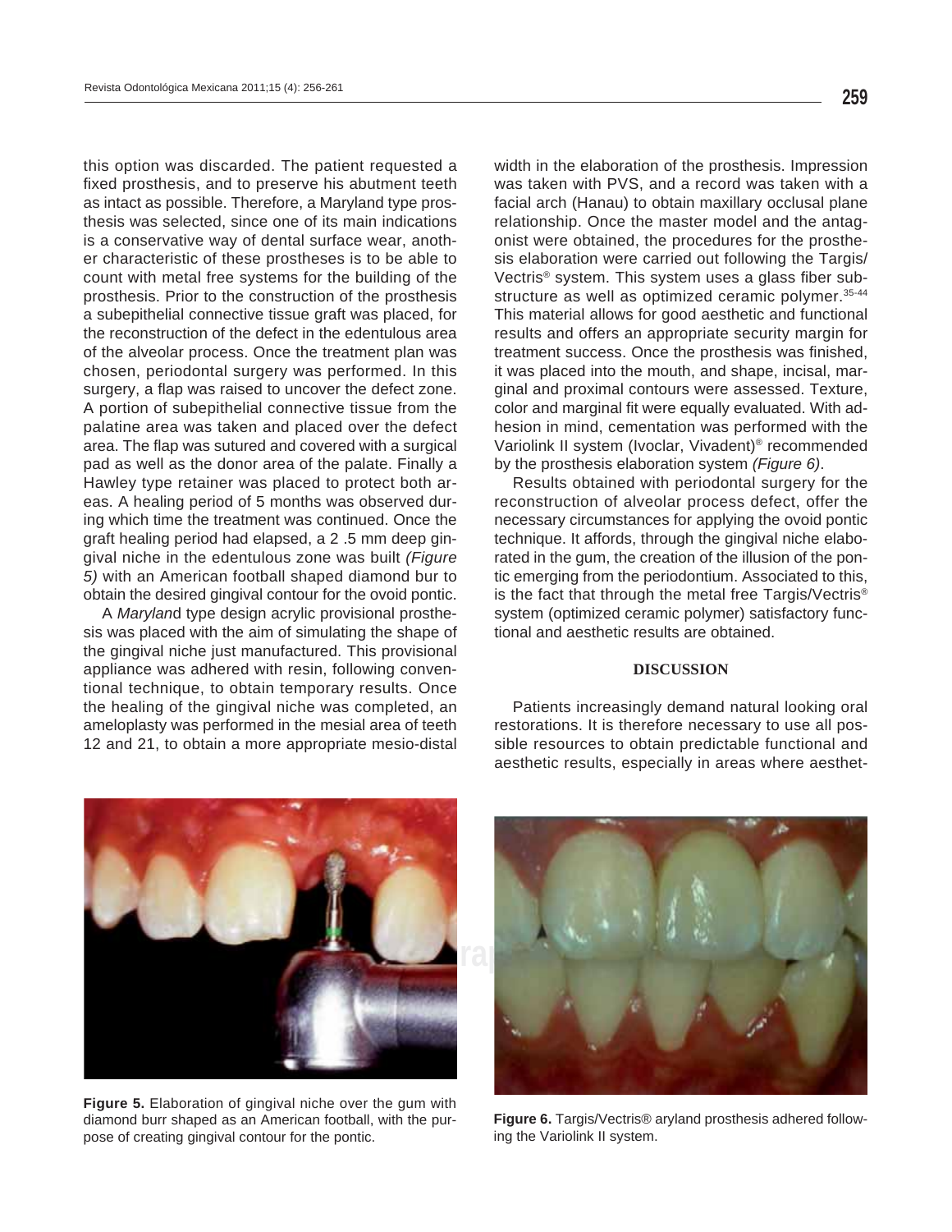this option was discarded. The patient requested a fixed prosthesis, and to preserve his abutment teeth as intact as possible. Therefore, a Maryland type prosthesis was selected, since one of its main indications is a conservative way of dental surface wear, another characteristic of these prostheses is to be able to count with metal free systems for the building of the prosthesis. Prior to the construction of the prosthesis a subepithelial connective tissue graft was placed, for the reconstruction of the defect in the edentulous area of the alveolar process. Once the treatment plan was chosen, periodontal surgery was performed. In this surgery, a flap was raised to uncover the defect zone. A portion of subepithelial connective tissue from the palatine area was taken and placed over the defect area. The flap was sutured and covered with a surgical pad as well as the donor area of the palate. Finally a Hawley type retainer was placed to protect both areas. A healing period of 5 months was observed during which time the treatment was continued. Once the graft healing period had elapsed, a 2 .5 mm deep gingival niche in the edentulous zone was built *(Figure 5)* with an American football shaped diamond bur to obtain the desired gingival contour for the ovoid pontic.

A *Marylan*d type design acrylic provisional prosthesis was placed with the aim of simulating the shape of the gingival niche just manufactured. This provisional appliance was adhered with resin, following conventional technique, to obtain temporary results. Once the healing of the gingival niche was completed, an ameloplasty was performed in the mesial area of teeth 12 and 21, to obtain a more appropriate mesio-distal width in the elaboration of the prosthesis. Impression was taken with PVS, and a record was taken with a facial arch (Hanau) to obtain maxillary occlusal plane relationship. Once the master model and the antagonist were obtained, the procedures for the prosthesis elaboration were carried out following the Targis/Vectris® system. This system uses a glass fiber substructure as well as optimized ceramic polymer.[35-44] This material allows for good aesthetic and functional results and offers an appropriate security margin for treatment success. Once the prosthesis was finished, it was placed into the mouth, and shape, incisal, marginal and proximal contours were assessed. Texture, color and marginal fit were equally evaluated. With adhesion in mind, cementation was performed with the Variolink II system (Ivoclar, Vivadent)® recommended by the prosthesis elaboration system *(Figure 6)*.

Results obtained with periodontal surgery for the reconstruction of alveolar process defect, offer the necessary circumstances for applying the ovoid pontic technique. It affords, through the gingival niche elaborated in the gum, the creation of the illusion of the pontic emerging from the periodontium. Associated to this, is the fact that through the metal free Targis/Vectris® system (optimized ceramic polymer) satisfactory functional and aesthetic results are obtained.

## DISCUSSION

Patients increasingly demand natural looking oral restorations. It is therefore necessary to use all possible resources to obtain predictable functional and aesthetic results, especially in areas where aesthet-

**Figure 5.** Elaboration of gingival niche over the gum with diamond burr shaped as an American football, with the purpose of creating gingival contour for the pontic.

**Figure 6.** Targis/Vectris® aryland prosthesis adhered following the Variolink II system.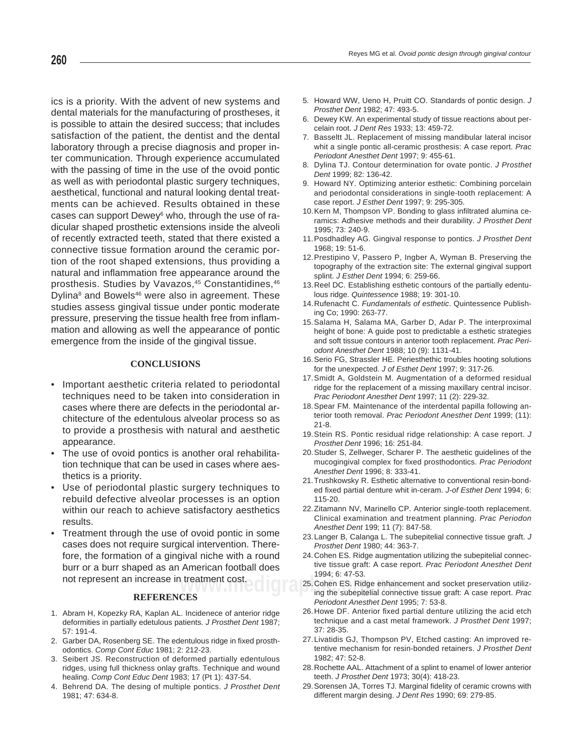ics is a priority. With the advent of new systems and dental materials for the manufacturing of prostheses, it is possible to attain the desired success; that includes satisfaction of the patient, the dentist and the dental laboratory through a precise diagnosis and proper inter communication. Through experience accumulated with the passing of time in the use of the ovoid pontic as well as with periodontal plastic surgery techniques, aesthetical, functional and natural looking dental treatments can be achieved. Results obtained in these cases can support Dewey[6] who, through the use of radicular shaped prosthetic extensions inside the alveoli of recently extracted teeth, stated that there existed a connective tissue formation around the ceramic portion of the root shaped extensions, thus providing a natural and inflammation free appearance around the prosthesis. Studies by Vavazos,[45] Constantidines,[46] Dylina[8] and Bowels[46] were also in agreement. These studies assess gingival tissue under pontic moderate pressure, preserving the tissue health free from inflammation and allowing as well the appearance of pontic emergence from the inside of the gingival tissue.

## CONCLUSIONS

- Important aesthetic criteria related to periodontal techniques need to be taken into consideration in cases where there are defects in the periodontal architecture of the edentulous alveolar process so as to provide a prosthesis with natural and aesthetic appearance.
- The use of ovoid pontics is another oral rehabilitation technique that can be used in cases where aesthetics is a priority.
- Use of periodontal plastic surgery techniques to rebuild defective alveolar processes is an option within our reach to achieve satisfactory aesthetics results.
- Treatment through the use of ovoid pontic in some cases does not require surgical intervention. Therefore, the formation of a gingival niche with a round burr or a burr shaped as an American football does not represent an increase in treatment cost.

## REFERENCES

1. Abram H, Kopezky RA, Kaplan AL. Incidenece of anterior ridge deformities in partially edetulous patients. *J Prosthet Dent* 1987; 57: 191-4.
2. Garber DA, Rosenberg SE. The edentulous ridge in fixed prosthodontics. *Comp Cont Educ* 1981; 2: 212-23.
3. Seibert JS. Reconstruction of deformed partially edentulous ridges, using full thickness onlay grafts. Technique and wound healing. *Comp Cont Educ Dent* 1983; 17 (Pt 1): 437-54.
4. Behrend DA. The desing of multiple pontics. *J Prosthet Dent* 1981; 47: 634-8.
5. Howard WW, Ueno H, Pruitt CO. Standards of pontic design. *J Prosthet Dent* 1982; 47: 493-5.
6. Dewey KW. An experimental study of tissue reactions about percelain root. *J Dent Res* 1933; 13: 459-72.
7. Basseltt JL. Replacement of missing mandibular lateral incisor whit a single pontic all-ceramic prosthesis: A case report. *Prac Periodont Anesthet Dent* 1997; 9: 455-61.
8. Dylina TJ. Contour determination for ovate pontic. *J Prosthet Dent* 1999; 82: 136-42.
9. Howard NY. Optimizing anterior esthetic: Combining porcelain and periodontal considerations in single-tooth replacement: A case report. *J Esthet Dent* 1997; 9: 295-305.
10. Kern M, Thompson VP. Bonding to glass infiltrated alumina ceramics: Adhesive methods and their durability. *J Prosthet Dent* 1995; 73: 240-9.
11. Posdhadley AG. Gingival response to pontics. *J Prosthet Dent* 1968; 19: 51-6.
12. Prestipino V, Passero P, Ingber A, Wyman B. Preserving the topography of the extraction site: The external gingival support splint. *J Esthet Dent* 1994; 6: 259-66.
13. Reel DC. Establishing esthetic contours of the partially edentulous ridge. *Quintessence* 1988; 19: 301-10.
14. Rufenacht C. *Fundamentals of esthetic*. Quintessence Publishing Co; 1990: 263-77.
15. Salama H, Salama MA, Garber D, Adar P. The interproximal height of bone: A guide post to predictable a esthetic strategies and soft tissue contours in anterior tooth replacement. *Prac Periodont Anesthet Dent* 1988; 10 (9): 1131-41.
16. Serio FG, Strassler HE. Periesthethic troubles hooting solutions for the unexpected. *J of Esthet Dent* 1997; 9: 317-26.
17. Smidt A, Goldstein M. Augmentation of a deformed residual ridge for the replacement of a missing maxillary central incisor. *Prac Periodont Anesthet Dent* 1997; 11 (2): 229-32.
18. Spear FM. Maintenance of the interdental papilla following anterior tooth removal. *Prac Periodont Anesthet Dent* 1999; (11): 21-8.
19. Stein RS. Pontic residual ridge relationship: A case report. *J Prosthet Dent* 1996; 16: 251-84.
20. Studer S, Zellweger, Scharer P. The aesthetic guidelines of the mucogingival complex for fixed prosthodontics. *Prac Periodont Anesthet Dent* 1996; 8: 333-41.
21. Trushkowsky R. Esthetic alternative to conventional resin-bonded fixed partial denture whit in-ceram. *J-of Esthet Dent* 1994; 6: 115-20.
22. Zitamann NV, Marinello CP. Anterior single-tooth replacement. Clinical examination and treatment planning. *Prac Periodon Anesthet Dent* 199; 11 (7): 847-58.
23. Langer B, Calanga L. The subepitelial connective tissue graft. *J Prosthet Dent* 1980; 44: 363-7.
24. Cohen ES. Ridge augmentation utilizing the subepitelial connective tissue graft: A case report. *Prac Periodont Anesthet Dent* 1994; 6: 47-53.
25. Cohen ES. Ridge enhancement and socket preservation utilizing the subepitelial connective tissue graft: A case report. *Prac Periodont Anesthet Dent* 1995; 7: 53-8.
26. Howe DF. Anterior fixed partial denture utilizing the acid etch technique and a cast metal framework. *J Prosthet Dent* 1997; 37: 28-35.
27. Livatidis GJ, Thompson PV, Etched casting: An improved retentive mechanism for resin-bonded retainers. *J Prosthet Dent* 1982; 47: 52-8.
28. Rochette AAL. Attachment of a splint to enamel of lower anterior teeth. *J Prosthet Dent* 1973; 30(4): 418-23.
29. Sorensen JA, Torres TJ. Marginal fidelity of ceramic crowns with different margin desing. *J Dent Res* 1990; 69: 279-85.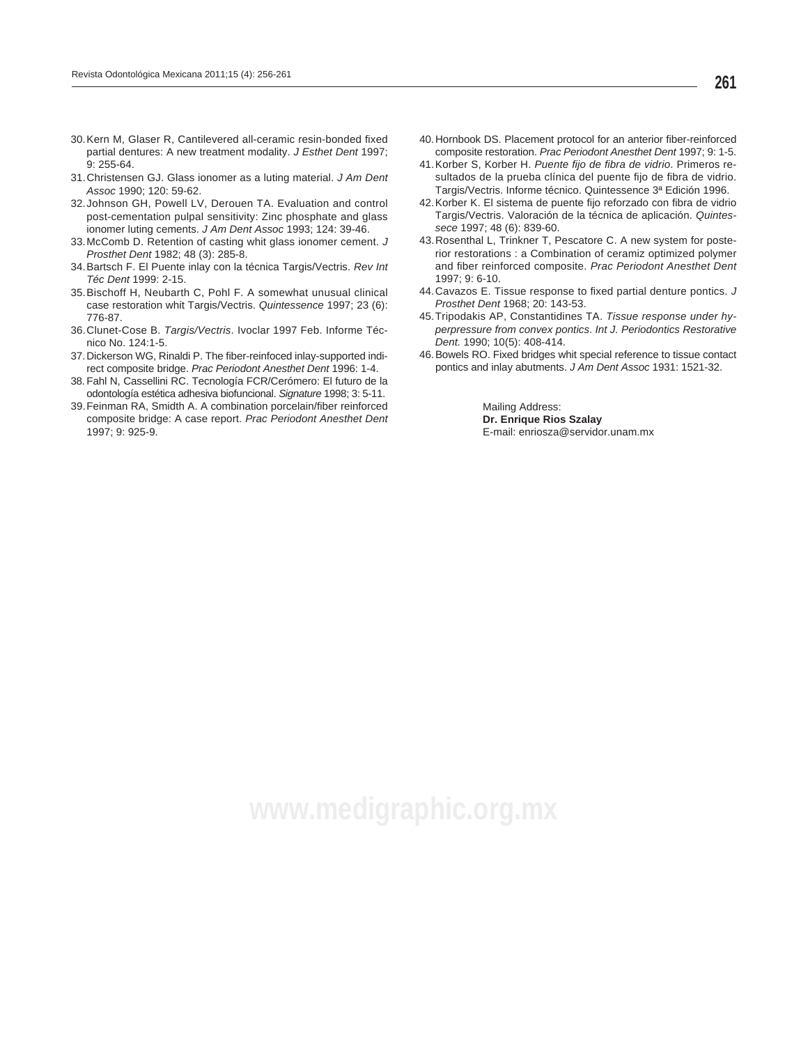30. Kern M, Glaser R, Cantilevered all-ceramic resin-bonded fixed partial dentures: A new treatment modality. *J Esthet Dent* 1997; 9: 255-64.
31. Christensen GJ. Glass ionomer as a luting material. *J Am Dent Assoc* 1990; 120: 59-62.
32. Johnson GH, Powell LV, Derouen TA. Evaluation and control post-cementation pulpal sensitivity: Zinc phosphate and glass ionomer luting cements. *J Am Dent Assoc* 1993; 124: 39-46.
33. McComb D. Retention of casting whit glass ionomer cement. *J Prosthet Dent* 1982; 48 (3): 285-8.
34. Bartsch F. El Puente inlay con la técnica Targis/Vectris. *Rev Int Téc Dent* 1999: 2-15.
35. Bischoff H, Neubarth C, Pohl F. A somewhat unusual clinical case restoration whit Targis/Vectris. *Quintessence* 1997; 23 (6): 776-87.
36. Clunet-Cose B. *Targis/Vectris*. Ivoclar 1997 Feb. Informe Técnico No. 124:1-5.
37. Dickerson WG, Rinaldi P. The fiber-reinfoced inlay-supported indirect composite bridge. *Prac Periodont Anesthet Dent* 1996: 1-4.
38. Fahl N, Cassellini RC. Tecnología FCR/Cerómero: El futuro de la odontología estética adhesiva biofuncional. *Signature* 1998; 3: 5-11.
39. Feinman RA, Smidth A. A combination porcelain/fiber reinforced composite bridge: A case report. *Prac Periodont Anesthet Dent* 1997; 9: 925-9.
40. Hornbook DS. Placement protocol for an anterior fiber-reinforced composite restoration. *Prac Periodont Anesthet Dent* 1997; 9: 1-5.
41. Korber S, Korber H. *Puente fijo de fibra de vidrio*. Primeros resultados de la prueba clínica del puente fijo de fibra de vidrio. Targis/Vectris. Informe técnico. Quintessence 3ª Edición 1996.
42. Korber K. El sistema de puente fijo reforzado con fibra de vidrio Targis/Vectris. Valoración de la técnica de aplicación. *Quintessece* 1997; 48 (6): 839-60.
43. Rosenthal L, Trinkner T, Pescatore C. A new system for posterior restorations : a Combination of ceramiz optimized polymer and fiber reinforced composite. *Prac Periodont Anesthet Dent* 1997; 9: 6-10.
44. Cavazos E. Tissue response to fixed partial denture pontics. *J Prosthet Dent* 1968; 20: 143-53.
45. Tripodakis AP, Constantidines TA. *Tissue response under hyperpressure from convex pontics*. *Int J. Periodontics Restorative Dent.* 1990; 10(5): 408-414.
46. Bowels RO. Fixed bridges whit special reference to tissue contact pontics and inlay abutments. *J Am Dent Assoc* 1931: 1521-32.

Mailing Address:
**Dr. Enrique Rios Szalay**
E-mail: enriosza@servidor.unam.mx